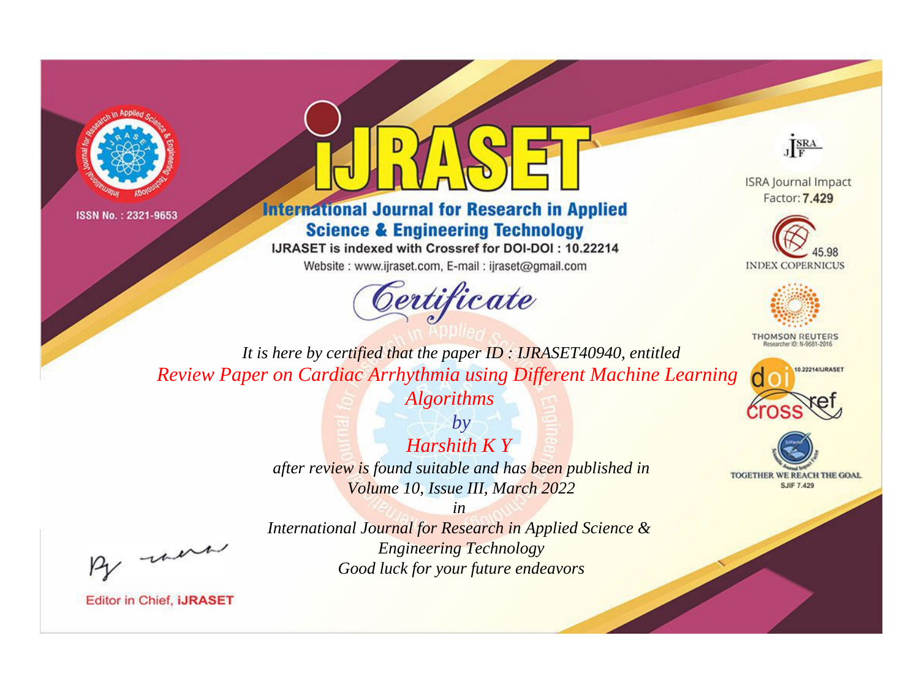ISSN No. : 2321-9653

# iJRASET

## International Journal for Research in Applied Science & Engineering Technology

IJRASET is indexed with Crossref for DOI-DOI : 10.22214

Website : www.ijraset.com, E-mail : ijraset@gmail.com

ISRA Journal Impact Factor: **7.429**

45.98 INDEX COPERNICUS

THOMSON REUTERS Researcher ID: N-9681-2016

10.22214/IJRASET

TOGETHER WE REACH THE GOAL SJIF 7.429

# *Certificate*

*It is here by certified that the paper ID : IJRASET40940, entitled*

*Review Paper on Cardiac Arrhythmia using Different Machine Learning Algorithms*

*by*

*Harshith K Y*

*after review is found suitable and has been published in*

*Volume 10, Issue III, March 2022*

*in*

*International Journal for Research in Applied Science & Engineering Technology*

*Good luck for your future endeavors*

Editor in Chief, **iJRASET**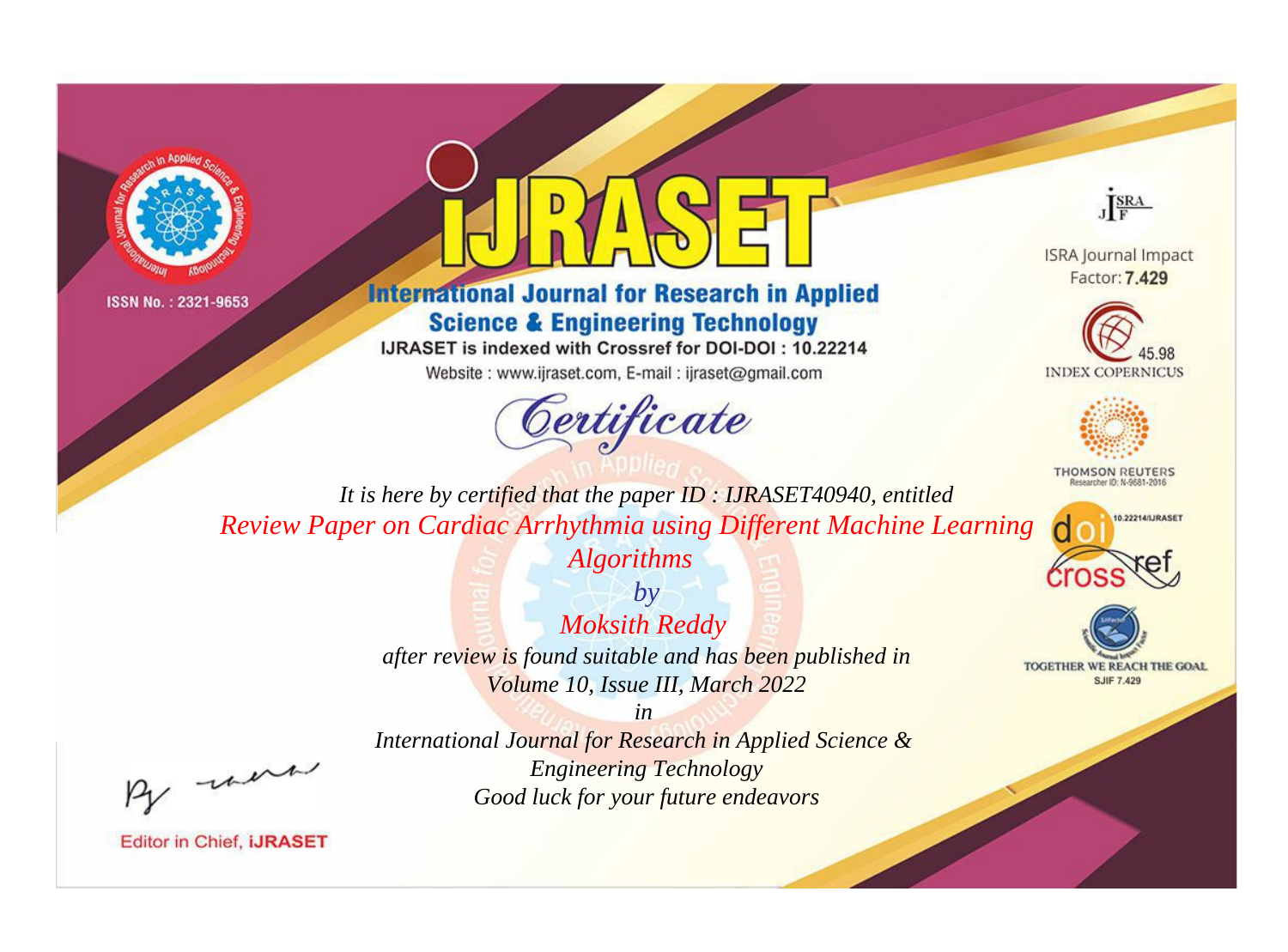ISSN No. : 2321-9653

# iJRASET

## International Journal for Research in Applied Science & Engineering Technology

IJRASET is indexed with Crossref for DOI-DOI : 10.22214

Website : www.ijraset.com, E-mail : ijraset@gmail.com

ISRA Journal Impact Factor: **7.429**

45.98 INDEX COPERNICUS

THOMSON REUTERS Researcher ID: N-9681-2016

10.22214/IJRASET

TOGETHER WE REACH THE GOAL SJIF 7.429

# *Certificate*

*It is here by certified that the paper ID : IJRASET40940, entitled*

*Review Paper on Cardiac Arrhythmia using Different Machine Learning Algorithms*

*by*

*Moksith Reddy*

*after review is found suitable and has been published in*

*Volume 10, Issue III, March 2022*

*in*

*International Journal for Research in Applied Science & Engineering Technology*

*Good luck for your future endeavors*

Editor in Chief, **iJRASET**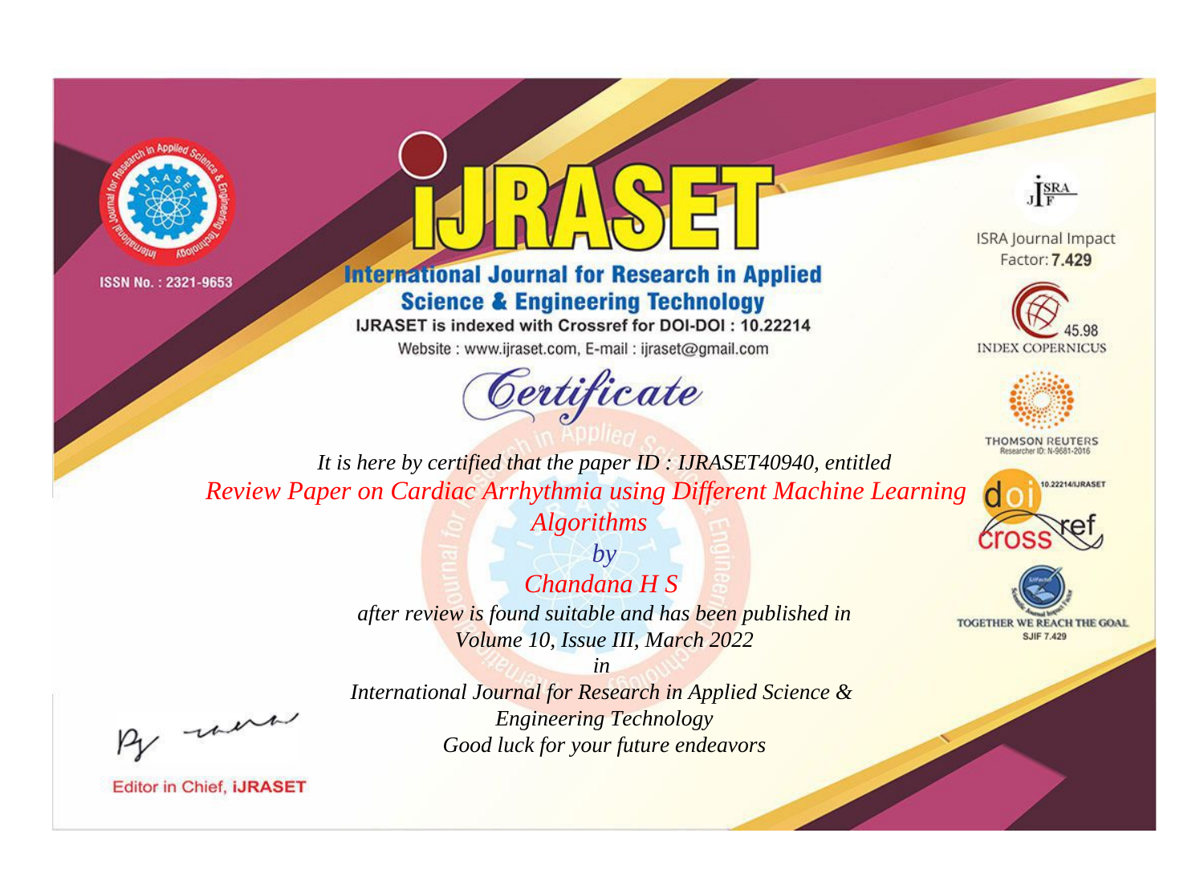ISSN No. : 2321-9653

# iJRASET

## International Journal for Research in Applied Science & Engineering Technology

IJRASET is indexed with Crossref for DOI-DOI : 10.22214

Website : www.ijraset.com, E-mail : ijraset@gmail.com

ISRA Journal Impact Factor: **7.429**

45.98 INDEX COPERNICUS

THOMSON REUTERS Researcher ID: N-9681-2016

10.22214/IJRASET

TOGETHER WE REACH THE GOAL SJIF 7.429

# *Certificate*

*It is here by certified that the paper ID : IJRASET40940, entitled*

*Review Paper on Cardiac Arrhythmia using Different Machine Learning Algorithms*

*by*

*Chandana H S*

*after review is found suitable and has been published in*
*Volume 10, Issue III, March 2022*

*in*

*International Journal for Research in Applied Science & Engineering Technology*
*Good luck for your future endeavors*

Editor in Chief, **iJRASET**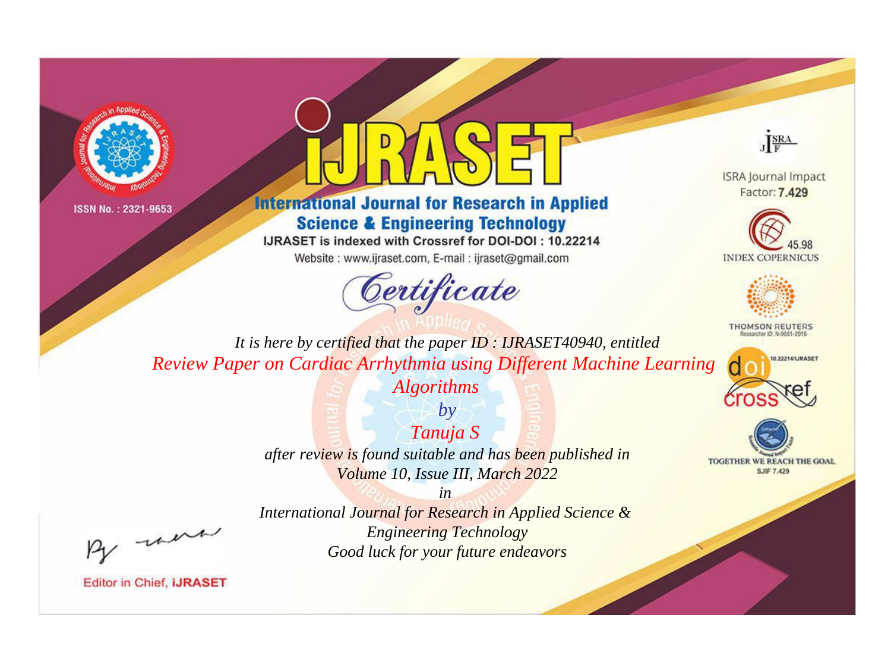ISSN No. : 2321-9653

# IJRASET

## International Journal for Research in Applied Science & Engineering Technology

IJRASET is indexed with Crossref for DOI-DOI : 10.22214

Website : www.ijraset.com, E-mail : ijraset@gmail.com

ISRA Journal Impact Factor: **7.429**

45.98 INDEX COPERNICUS

THOMSON REUTERS Researcher ID: N-9681-2016

10.22214/IJRASET

TOGETHER WE REACH THE GOAL SJIF 7.429

*Certificate*

*It is here by certified that the paper ID : IJRASET40940, entitled*

*Review Paper on Cardiac Arrhythmia using Different Machine Learning Algorithms*

*by*

*Tanuja S*

*after review is found suitable and has been published in*

*Volume 10, Issue III, March 2022*

*in*

*International Journal for Research in Applied Science & Engineering Technology*

*Good luck for your future endeavors*

Editor in Chief, iJRASET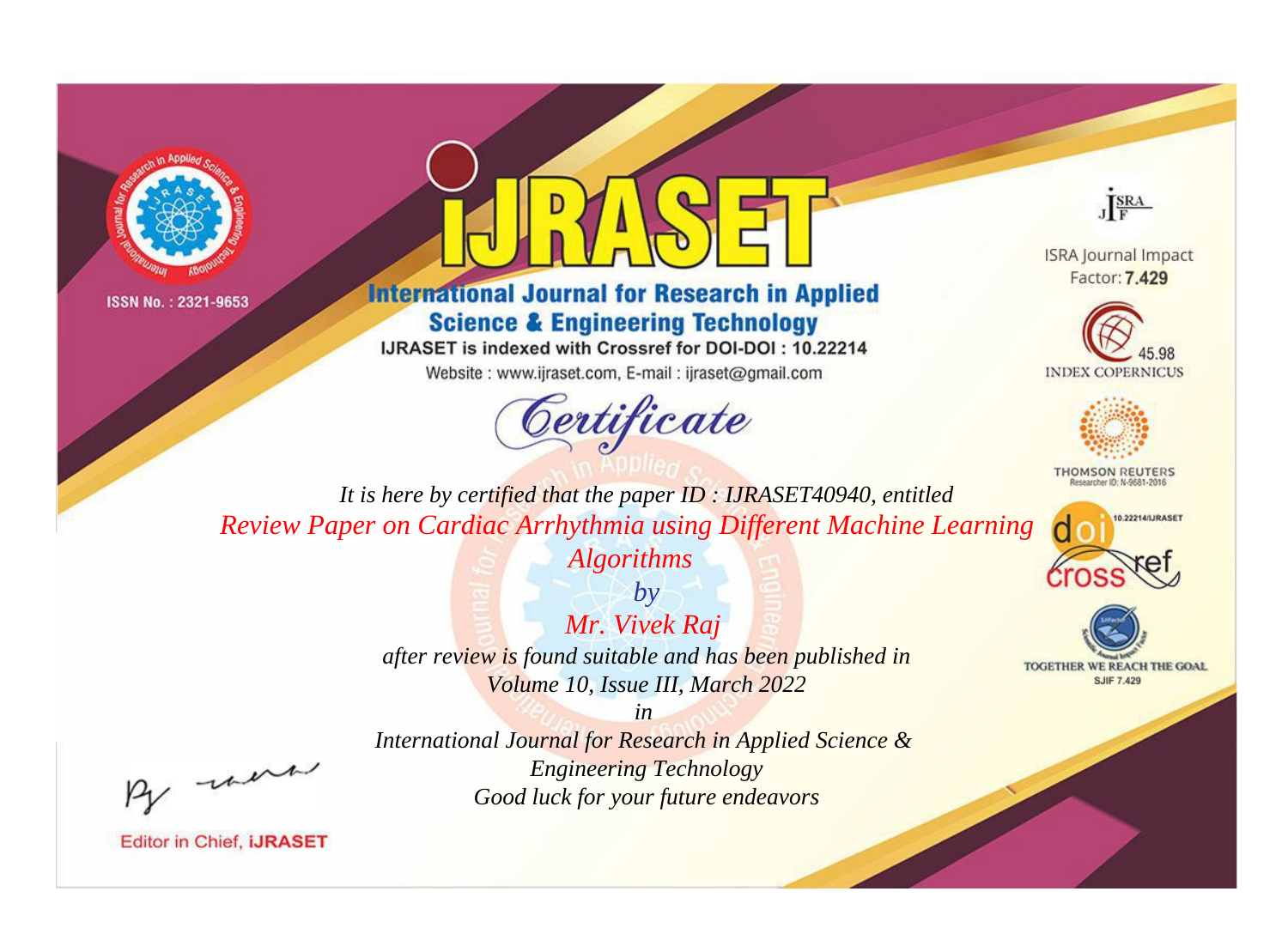ISSN No. : 2321-9653

# iJRASET

## International Journal for Research in Applied Science & Engineering Technology

IJRASET is indexed with Crossref for DOI-DOI : 10.22214

Website : www.ijraset.com, E-mail : ijraset@gmail.com

ISRA Journal Impact Factor: **7.429**

45.98 INDEX COPERNICUS

THOMSON REUTERS Researcher ID: N-9681-2016

10.22214/IJRASET

TOGETHER WE REACH THE GOAL SJIF 7.429

*Certificate*

*It is here by certified that the paper ID : IJRASET40940, entitled*

*Review Paper on Cardiac Arrhythmia using Different Machine Learning Algorithms*

*by*

*Mr. Vivek Raj*

*after review is found suitable and has been published in*

*Volume 10, Issue III, March 2022*

*in*

*International Journal for Research in Applied Science & Engineering Technology*

*Good luck for your future endeavors*

Editor in Chief, **iJRASET**